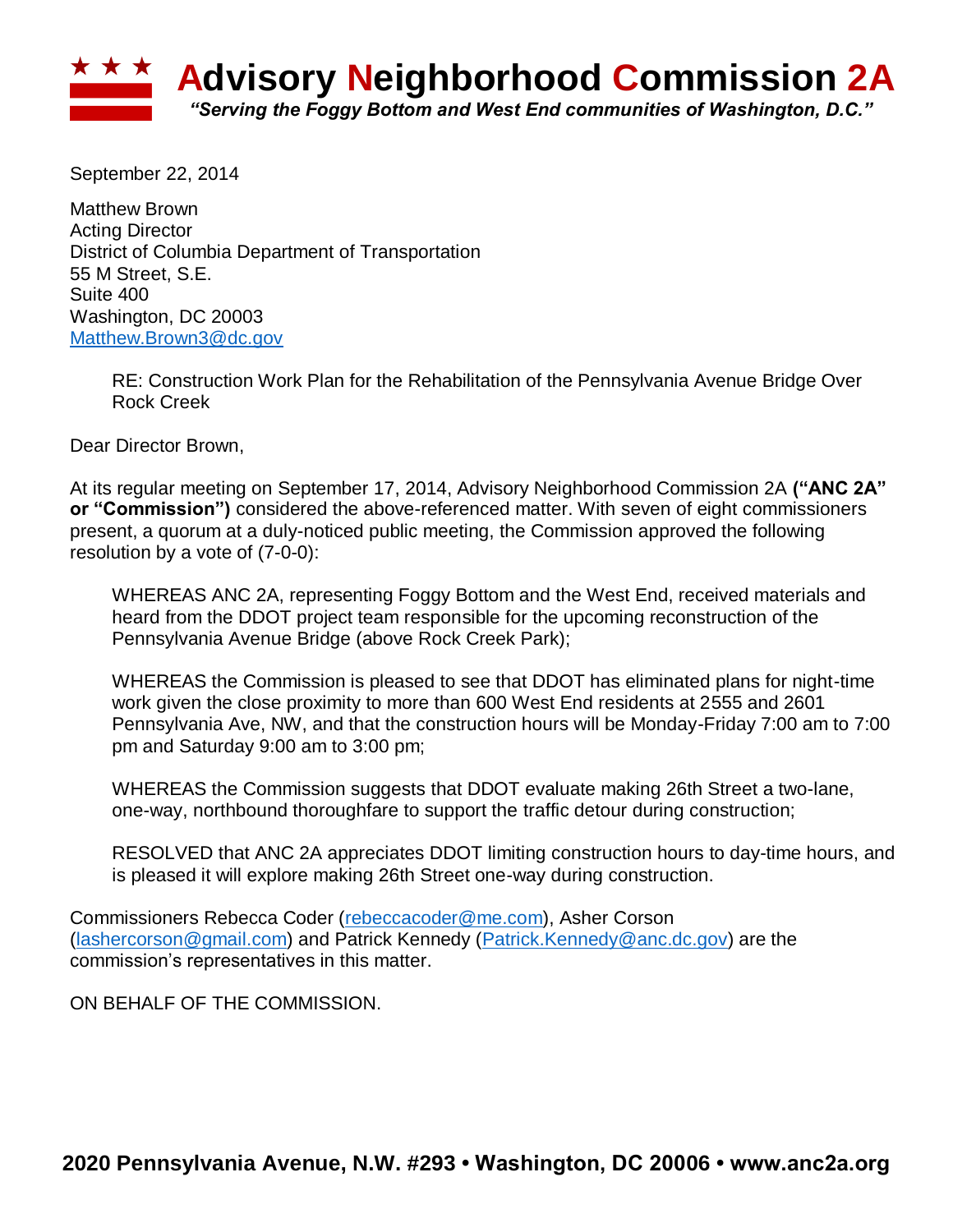# Advisory Neighborhood Commission 2A

*"Serving the Foggy Bottom and West End communities of Washington, D.C."*

September 22, 2014

Matthew Brown
Acting Director
District of Columbia Department of Transportation
55 M Street, S.E.
Suite 400
Washington, DC 20003
Matthew.Brown3@dc.gov

> RE: Construction Work Plan for the Rehabilitation of the Pennsylvania Avenue Bridge Over Rock Creek

Dear Director Brown,

At its regular meeting on September 17, 2014, Advisory Neighborhood Commission 2A **("ANC 2A" or "Commission")** considered the above-referenced matter. With seven of eight commissioners present, a quorum at a duly-noticed public meeting, the Commission approved the following resolution by a vote of (7-0-0):

> WHEREAS ANC 2A, representing Foggy Bottom and the West End, received materials and heard from the DDOT project team responsible for the upcoming reconstruction of the Pennsylvania Avenue Bridge (above Rock Creek Park);
>
> WHEREAS the Commission is pleased to see that DDOT has eliminated plans for night-time work given the close proximity to more than 600 West End residents at 2555 and 2601 Pennsylvania Ave, NW, and that the construction hours will be Monday-Friday 7:00 am to 7:00 pm and Saturday 9:00 am to 3:00 pm;
>
> WHEREAS the Commission suggests that DDOT evaluate making 26th Street a two-lane, one-way, northbound thoroughfare to support the traffic detour during construction;
>
> RESOLVED that ANC 2A appreciates DDOT limiting construction hours to day-time hours, and is pleased it will explore making 26th Street one-way during construction.

Commissioners Rebecca Coder (rebeccacoder@me.com), Asher Corson (lashercorson@gmail.com) and Patrick Kennedy (Patrick.Kennedy@anc.dc.gov) are the commission's representatives in this matter.

ON BEHALF OF THE COMMISSION.

**2020 Pennsylvania Avenue, N.W. #293 • Washington, DC 20006 • www.anc2a.org**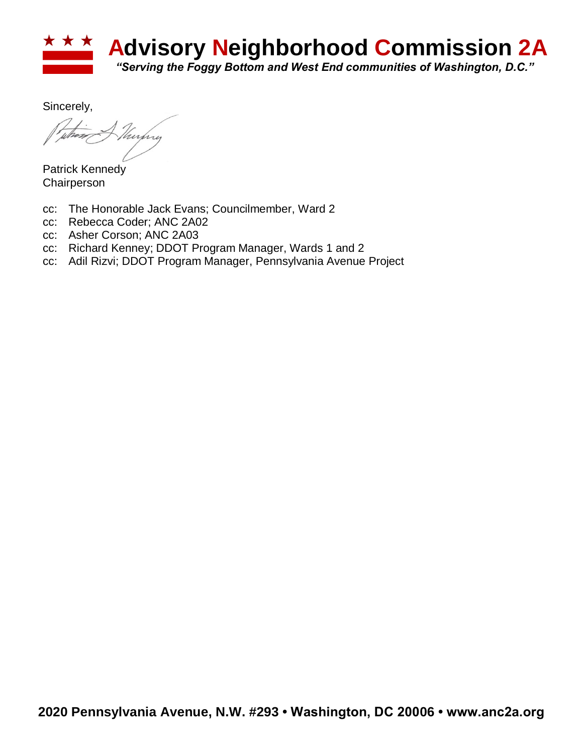Sincerely,

Patrick Kennedy
Chairperson

cc: The Honorable Jack Evans; Councilmember, Ward 2
cc: Rebecca Coder; ANC 2A02
cc: Asher Corson; ANC 2A03
cc: Richard Kenney; DDOT Program Manager, Wards 1 and 2
cc: Adil Rizvi; DDOT Program Manager, Pennsylvania Avenue Project